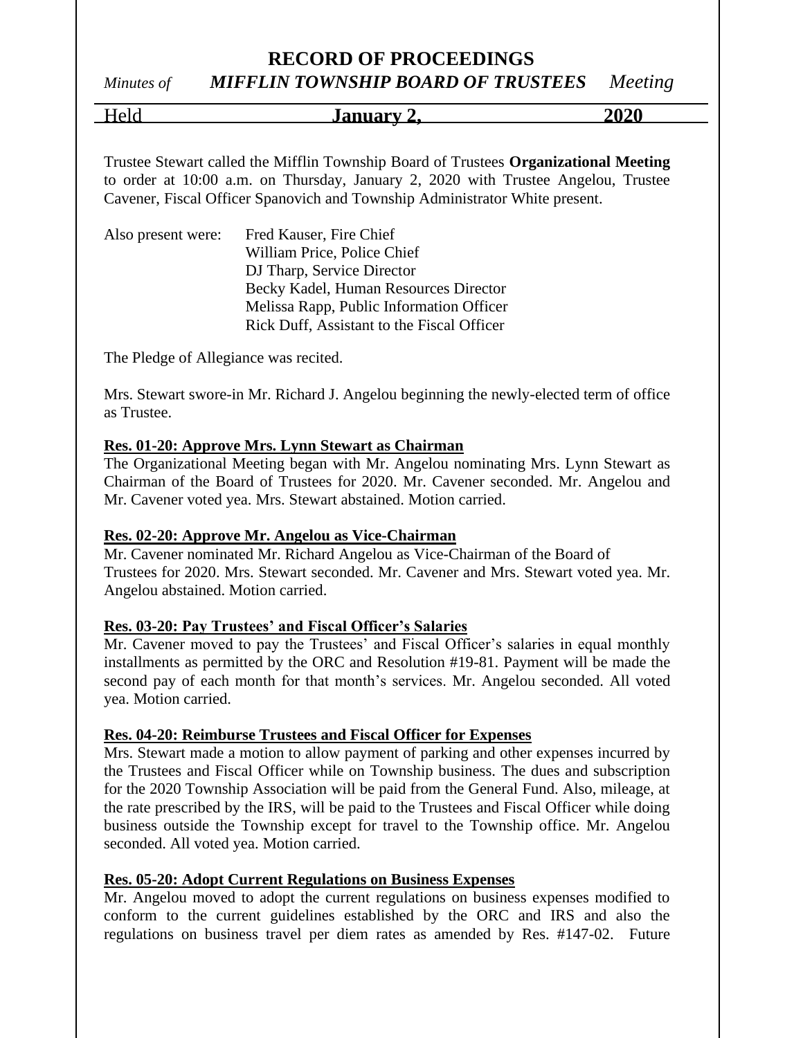# RECORD OF PROCEEDINGS

*Minutes of* ***MIFFLIN TOWNSHIP BOARD OF TRUSTEES*** *Meeting*

Held **January 2, 2020**

Trustee Stewart called the Mifflin Township Board of Trustees **Organizational Meeting** to order at 10:00 a.m. on Thursday, January 2, 2020 with Trustee Angelou, Trustee Cavener, Fiscal Officer Spanovich and Township Administrator White present.

Also present were:
- Fred Kauser, Fire Chief
- William Price, Police Chief
- DJ Tharp, Service Director
- Becky Kadel, Human Resources Director
- Melissa Rapp, Public Information Officer
- Rick Duff, Assistant to the Fiscal Officer

The Pledge of Allegiance was recited.

Mrs. Stewart swore-in Mr. Richard J. Angelou beginning the newly-elected term of office as Trustee.

**Res. 01-20: Approve Mrs. Lynn Stewart as Chairman**

The Organizational Meeting began with Mr. Angelou nominating Mrs. Lynn Stewart as Chairman of the Board of Trustees for 2020. Mr. Cavener seconded. Mr. Angelou and Mr. Cavener voted yea. Mrs. Stewart abstained. Motion carried.

**Res. 02-20: Approve Mr. Angelou as Vice-Chairman**

Mr. Cavener nominated Mr. Richard Angelou as Vice-Chairman of the Board of Trustees for 2020. Mrs. Stewart seconded. Mr. Cavener and Mrs. Stewart voted yea. Mr. Angelou abstained. Motion carried.

**Res. 03-20: Pay Trustees' and Fiscal Officer's Salaries**

Mr. Cavener moved to pay the Trustees' and Fiscal Officer's salaries in equal monthly installments as permitted by the ORC and Resolution #19-81. Payment will be made the second pay of each month for that month's services. Mr. Angelou seconded. All voted yea. Motion carried.

**Res. 04-20: Reimburse Trustees and Fiscal Officer for Expenses**

Mrs. Stewart made a motion to allow payment of parking and other expenses incurred by the Trustees and Fiscal Officer while on Township business. The dues and subscription for the 2020 Township Association will be paid from the General Fund. Also, mileage, at the rate prescribed by the IRS, will be paid to the Trustees and Fiscal Officer while doing business outside the Township except for travel to the Township office. Mr. Angelou seconded. All voted yea. Motion carried.

**Res. 05-20: Adopt Current Regulations on Business Expenses**

Mr. Angelou moved to adopt the current regulations on business expenses modified to conform to the current guidelines established by the ORC and IRS and also the regulations on business travel per diem rates as amended by Res. #147-02. Future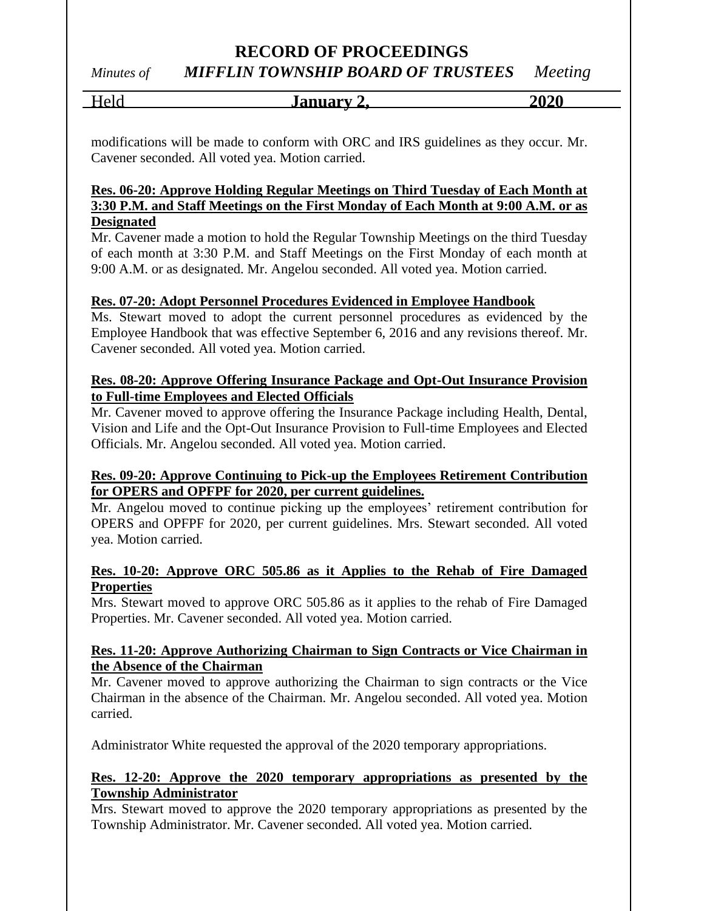modifications will be made to conform with ORC and IRS guidelines as they occur. Mr. Cavener seconded. All voted yea. Motion carried.

**Res. 06-20: Approve Holding Regular Meetings on Third Tuesday of Each Month at 3:30 P.M. and Staff Meetings on the First Monday of Each Month at 9:00 A.M. or as Designated**

Mr. Cavener made a motion to hold the Regular Township Meetings on the third Tuesday of each month at 3:30 P.M. and Staff Meetings on the First Monday of each month at 9:00 A.M. or as designated. Mr. Angelou seconded. All voted yea. Motion carried.

**Res. 07-20: Adopt Personnel Procedures Evidenced in Employee Handbook**

Ms. Stewart moved to adopt the current personnel procedures as evidenced by the Employee Handbook that was effective September 6, 2016 and any revisions thereof. Mr. Cavener seconded. All voted yea. Motion carried.

**Res. 08-20: Approve Offering Insurance Package and Opt-Out Insurance Provision to Full-time Employees and Elected Officials**

Mr. Cavener moved to approve offering the Insurance Package including Health, Dental, Vision and Life and the Opt-Out Insurance Provision to Full-time Employees and Elected Officials. Mr. Angelou seconded. All voted yea. Motion carried.

**Res. 09-20: Approve Continuing to Pick-up the Employees Retirement Contribution for OPERS and OPFPF for 2020, per current guidelines.**

Mr. Angelou moved to continue picking up the employees' retirement contribution for OPERS and OPFPF for 2020, per current guidelines. Mrs. Stewart seconded. All voted yea. Motion carried.

**Res. 10-20: Approve ORC 505.86 as it Applies to the Rehab of Fire Damaged Properties**

Mrs. Stewart moved to approve ORC 505.86 as it applies to the rehab of Fire Damaged Properties. Mr. Cavener seconded. All voted yea. Motion carried.

**Res. 11-20: Approve Authorizing Chairman to Sign Contracts or Vice Chairman in the Absence of the Chairman**

Mr. Cavener moved to approve authorizing the Chairman to sign contracts or the Vice Chairman in the absence of the Chairman. Mr. Angelou seconded. All voted yea. Motion carried.

Administrator White requested the approval of the 2020 temporary appropriations.

**Res. 12-20: Approve the 2020 temporary appropriations as presented by the Township Administrator**

Mrs. Stewart moved to approve the 2020 temporary appropriations as presented by the Township Administrator. Mr. Cavener seconded. All voted yea. Motion carried.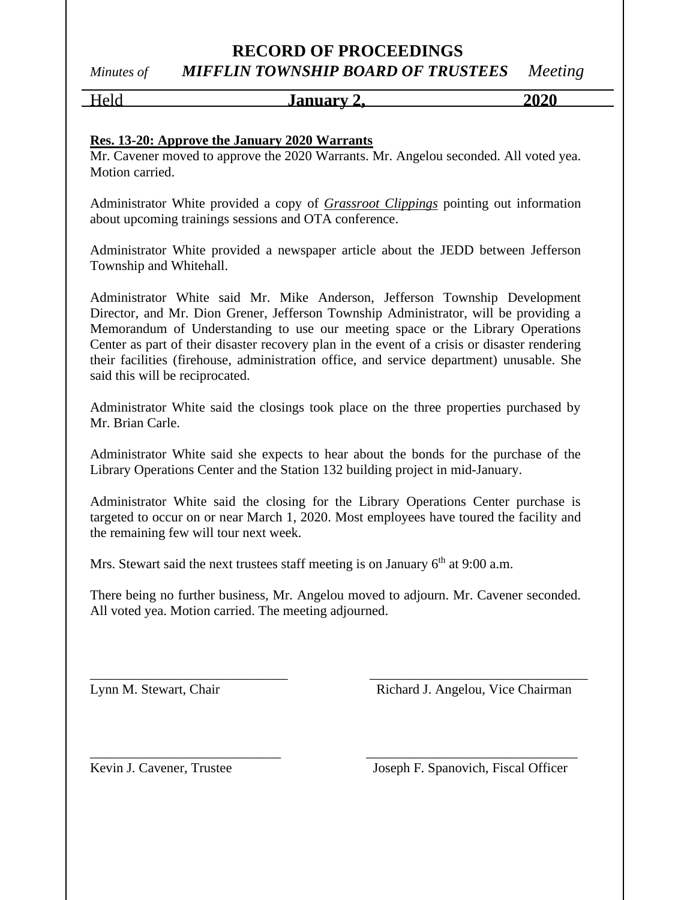**Res. 13-20: Approve the January 2020 Warrants**

Mr. Cavener moved to approve the 2020 Warrants. Mr. Angelou seconded. All voted yea. Motion carried.

Administrator White provided a copy of ***Grassroot Clippings*** pointing out information about upcoming trainings sessions and OTA conference.

Administrator White provided a newspaper article about the JEDD between Jefferson Township and Whitehall.

Administrator White said Mr. Mike Anderson, Jefferson Township Development Director, and Mr. Dion Grener, Jefferson Township Administrator, will be providing a Memorandum of Understanding to use our meeting space or the Library Operations Center as part of their disaster recovery plan in the event of a crisis or disaster rendering their facilities (firehouse, administration office, and service department) unusable. She said this will be reciprocated.

Administrator White said the closings took place on the three properties purchased by Mr. Brian Carle.

Administrator White said she expects to hear about the bonds for the purchase of the Library Operations Center and the Station 132 building project in mid-January.

Administrator White said the closing for the Library Operations Center purchase is targeted to occur on or near March 1, 2020. Most employees have toured the facility and the remaining few will tour next week.

Mrs. Stewart said the next trustees staff meeting is on January 6th at 9:00 a.m.

There being no further business, Mr. Angelou moved to adjourn. Mr. Cavener seconded. All voted yea. Motion carried. The meeting adjourned.

| | |
|---|---|
| ____________________________ | ____________________________ |
| Lynn M. Stewart, Chair | Richard J. Angelou, Vice Chairman |
| ____________________________ | ____________________________ |
| Kevin J. Cavener, Trustee | Joseph F. Spanovich, Fiscal Officer |